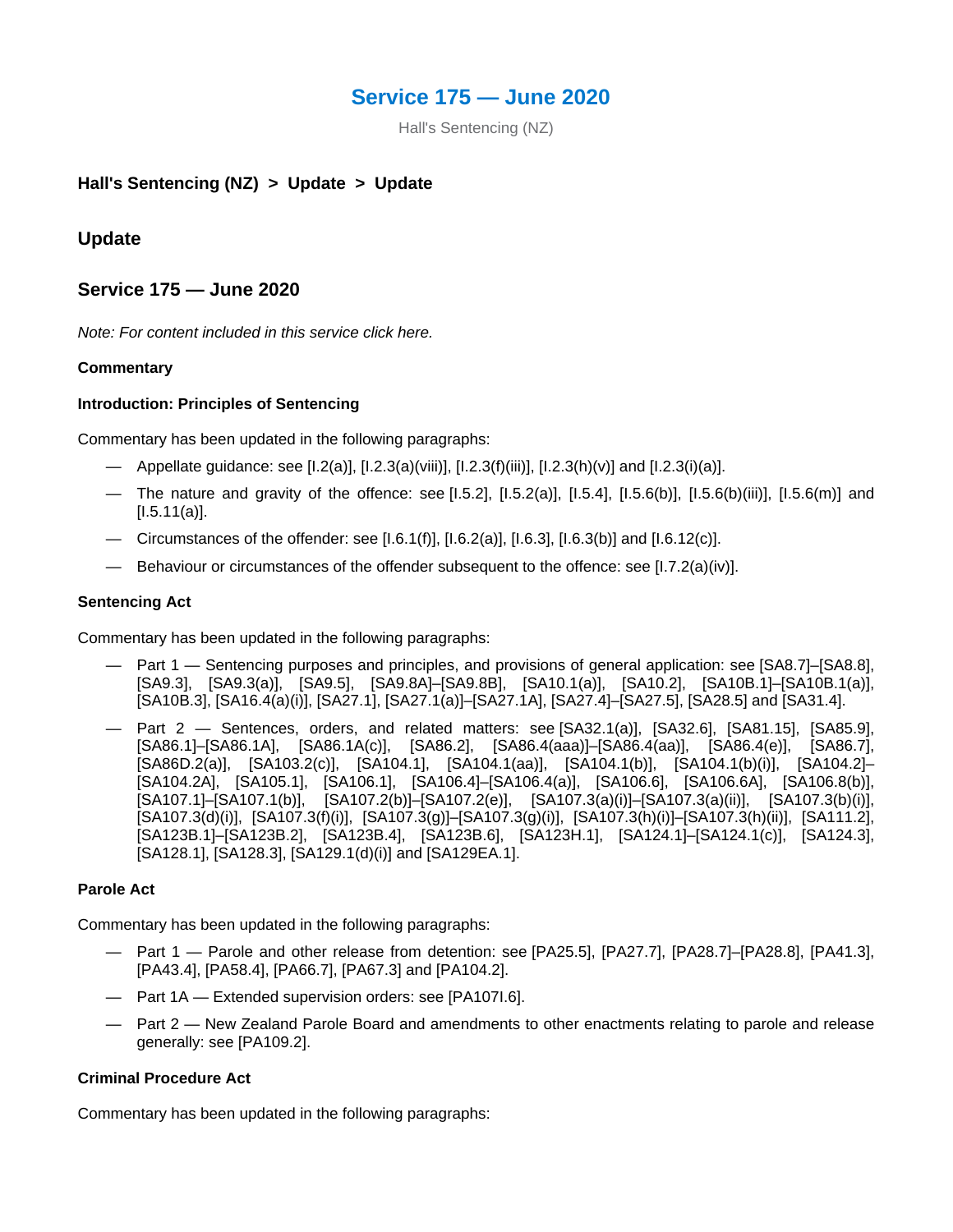# Service 175 — June 2020

Hall's Sentencing (NZ)

**Hall's Sentencing (NZ) > Update > Update**

## Update

## Service 175 — June 2020

*Note: For content included in this service click here.*

**Commentary**

**Introduction: Principles of Sentencing**

Commentary has been updated in the following paragraphs:

- Appellate guidance: see [I.2(a)], [I.2.3(a)(viii)], [I.2.3(f)(iii)], [I.2.3(h)(v)] and [I.2.3(i)(a)].
- The nature and gravity of the offence: see [I.5.2], [I.5.2(a)], [I.5.4], [I.5.6(b)], [I.5.6(b)(iii)], [I.5.6(m)] and [I.5.11(a)].
- Circumstances of the offender: see [I.6.1(f)], [I.6.2(a)], [I.6.3], [I.6.3(b)] and [I.6.12(c)].
- Behaviour or circumstances of the offender subsequent to the offence: see [I.7.2(a)(iv)].

**Sentencing Act**

Commentary has been updated in the following paragraphs:

- Part 1 — Sentencing purposes and principles, and provisions of general application: see [SA8.7]–[SA8.8], [SA9.3], [SA9.3(a)], [SA9.5], [SA9.8A]–[SA9.8B], [SA10.1(a)], [SA10.2], [SA10B.1]–[SA10B.1(a)], [SA10B.3], [SA16.4(a)(i)], [SA27.1], [SA27.1(a)]–[SA27.1A], [SA27.4]–[SA27.5], [SA28.5] and [SA31.4].
- Part 2 — Sentences, orders, and related matters: see [SA32.1(a)], [SA32.6], [SA81.15], [SA85.9], [SA86.1]–[SA86.1A], [SA86.1A(c)], [SA86.2], [SA86.4(aaa)]–[SA86.4(aa)], [SA86.4(e)], [SA86.7], [SA86D.2(a)], [SA103.2(c)], [SA104.1], [SA104.1(aa)], [SA104.1(b)], [SA104.1(b)(i)], [SA104.2]–[SA104.2A], [SA105.1], [SA106.1], [SA106.4]–[SA106.4(a)], [SA106.6], [SA106.6A], [SA106.8(b)], [SA107.1]–[SA107.1(b)], [SA107.2(b)]–[SA107.2(e)], [SA107.3(a)(i)]–[SA107.3(a)(ii)], [SA107.3(b)(i)], [SA107.3(d)(i)], [SA107.3(f)(i)], [SA107.3(g)]–[SA107.3(g)(i)], [SA107.3(h)(i)]–[SA107.3(h)(ii)], [SA111.2], [SA123B.1]–[SA123B.2], [SA123B.4], [SA123B.6], [SA123H.1], [SA124.1]–[SA124.1(c)], [SA124.3], [SA128.1], [SA128.3], [SA129.1(d)(i)] and [SA129EA.1].

**Parole Act**

Commentary has been updated in the following paragraphs:

- Part 1 — Parole and other release from detention: see [PA25.5], [PA27.7], [PA28.7]–[PA28.8], [PA41.3], [PA43.4], [PA58.4], [PA66.7], [PA67.3] and [PA104.2].
- Part 1A — Extended supervision orders: see [PA107I.6].
- Part 2 — New Zealand Parole Board and amendments to other enactments relating to parole and release generally: see [PA109.2].

**Criminal Procedure Act**

Commentary has been updated in the following paragraphs: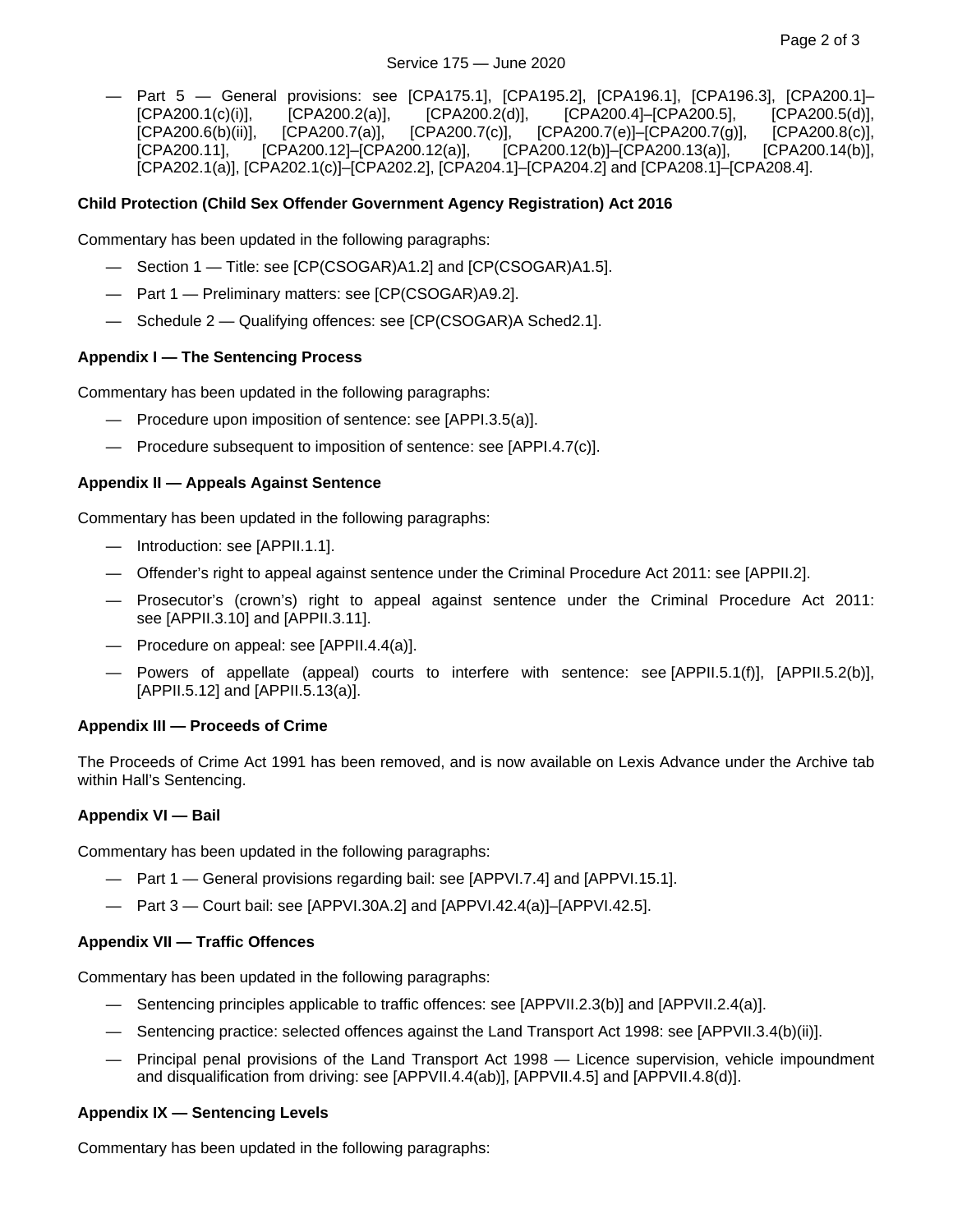— Part 5 — General provisions: see [CPA175.1], [CPA195.2], [CPA196.1], [CPA196.3], [CPA200.1]–[CPA200.1(c)(i)], [CPA200.2(a)], [CPA200.2(d)], [CPA200.4]–[CPA200.5], [CPA200.5(d)], [CPA200.6(b)(ii)], [CPA200.7(a)], [CPA200.7(c)], [CPA200.7(e)]–[CPA200.7(g)], [CPA200.8(c)], [CPA200.11], [CPA200.12]–[CPA200.12(a)], [CPA200.12(b)]–[CPA200.13(a)], [CPA200.14(b)], [CPA202.1(a)], [CPA202.1(c)]–[CPA202.2], [CPA204.1]–[CPA204.2] and [CPA208.1]–[CPA208.4].

**Child Protection (Child Sex Offender Government Agency Registration) Act 2016**

Commentary has been updated in the following paragraphs:

— Section 1 — Title: see [CP(CSOGAR)A1.2] and [CP(CSOGAR)A1.5].

— Part 1 — Preliminary matters: see [CP(CSOGAR)A9.2].

— Schedule 2 — Qualifying offences: see [CP(CSOGAR)A Sched2.1].

**Appendix I — The Sentencing Process**

Commentary has been updated in the following paragraphs:

— Procedure upon imposition of sentence: see [APPI.3.5(a)].

— Procedure subsequent to imposition of sentence: see [APPI.4.7(c)].

**Appendix II — Appeals Against Sentence**

Commentary has been updated in the following paragraphs:

— Introduction: see [APPII.1.1].

— Offender's right to appeal against sentence under the Criminal Procedure Act 2011: see [APPII.2].

— Prosecutor's (crown's) right to appeal against sentence under the Criminal Procedure Act 2011: see [APPII.3.10] and [APPII.3.11].

— Procedure on appeal: see [APPII.4.4(a)].

— Powers of appellate (appeal) courts to interfere with sentence: see [APPII.5.1(f)], [APPII.5.2(b)], [APPII.5.12] and [APPII.5.13(a)].

**Appendix III — Proceeds of Crime**

The Proceeds of Crime Act 1991 has been removed, and is now available on Lexis Advance under the Archive tab within Hall's Sentencing.

**Appendix VI — Bail**

Commentary has been updated in the following paragraphs:

— Part 1 — General provisions regarding bail: see [APPVI.7.4] and [APPVI.15.1].

— Part 3 — Court bail: see [APPVI.30A.2] and [APPVI.42.4(a)]–[APPVI.42.5].

**Appendix VII — Traffic Offences**

Commentary has been updated in the following paragraphs:

— Sentencing principles applicable to traffic offences: see [APPVII.2.3(b)] and [APPVII.2.4(a)].

— Sentencing practice: selected offences against the Land Transport Act 1998: see [APPVII.3.4(b)(ii)].

— Principal penal provisions of the Land Transport Act 1998 — Licence supervision, vehicle impoundment and disqualification from driving: see [APPVII.4.4(ab)], [APPVII.4.5] and [APPVII.4.8(d)].

**Appendix IX — Sentencing Levels**

Commentary has been updated in the following paragraphs: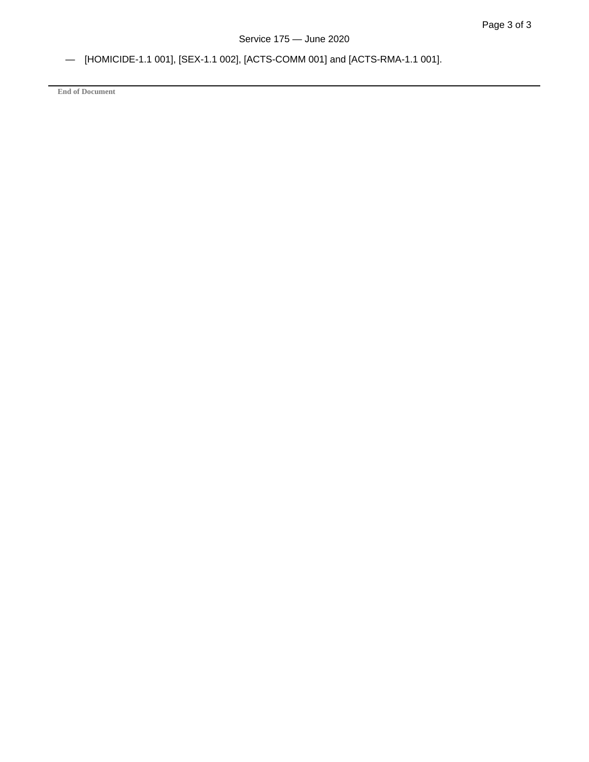— [HOMICIDE-1.1 001], [SEX-1.1 002], [ACTS-COMM 001] and [ACTS-RMA-1.1 001].

---

**End of Document**